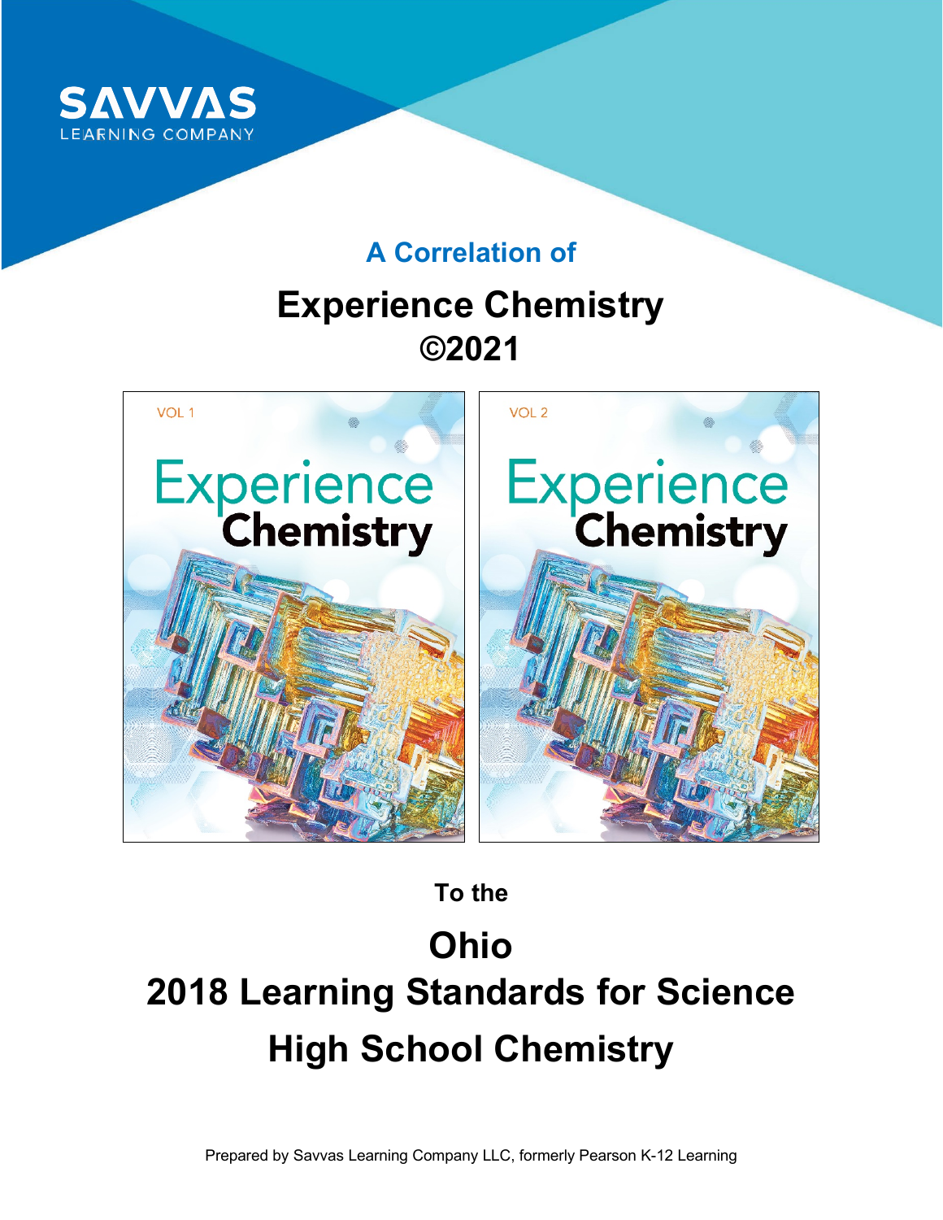SAVVAS LEARNING COMPANY

## A Correlation of

# Experience Chemistry ©2021

## To the

# Ohio 2018 Learning Standards for Science High School Chemistry

Prepared by Savvas Learning Company LLC, formerly Pearson K-12 Learning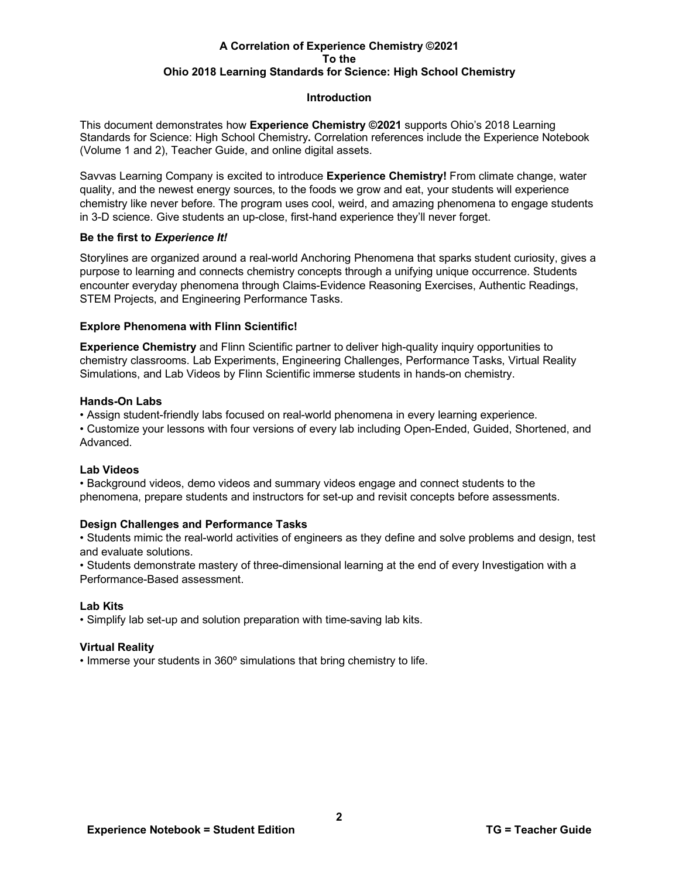**A Correlation of Experience Chemistry ©2021**
**To the**
**Ohio 2018 Learning Standards for Science: High School Chemistry**

## Introduction

This document demonstrates how **Experience Chemistry ©2021** supports Ohio's 2018 Learning Standards for Science: High School Chemistry**.** Correlation references include the Experience Notebook (Volume 1 and 2), Teacher Guide, and online digital assets.

Savvas Learning Company is excited to introduce **Experience Chemistry!** From climate change, water quality, and the newest energy sources, to the foods we grow and eat, your students will experience chemistry like never before. The program uses cool, weird, and amazing phenomena to engage students in 3-D science. Give students an up-close, first-hand experience they'll never forget.

### Be the first to *Experience It!*

Storylines are organized around a real-world Anchoring Phenomena that sparks student curiosity, gives a purpose to learning and connects chemistry concepts through a unifying unique occurrence. Students encounter everyday phenomena through Claims-Evidence Reasoning Exercises, Authentic Readings, STEM Projects, and Engineering Performance Tasks.

### Explore Phenomena with Flinn Scientific!

**Experience Chemistry** and Flinn Scientific partner to deliver high-quality inquiry opportunities to chemistry classrooms. Lab Experiments, Engineering Challenges, Performance Tasks, Virtual Reality Simulations, and Lab Videos by Flinn Scientific immerse students in hands-on chemistry.

### Hands-On Labs

- Assign student-friendly labs focused on real-world phenomena in every learning experience.
- Customize your lessons with four versions of every lab including Open-Ended, Guided, Shortened, and Advanced.

### Lab Videos

- Background videos, demo videos and summary videos engage and connect students to the phenomena, prepare students and instructors for set-up and revisit concepts before assessments.

### Design Challenges and Performance Tasks

- Students mimic the real-world activities of engineers as they define and solve problems and design, test and evaluate solutions.
- Students demonstrate mastery of three-dimensional learning at the end of every Investigation with a Performance-Based assessment.

### Lab Kits

- Simplify lab set-up and solution preparation with time-saving lab kits.

### Virtual Reality

- Immerse your students in 360º simulations that bring chemistry to life.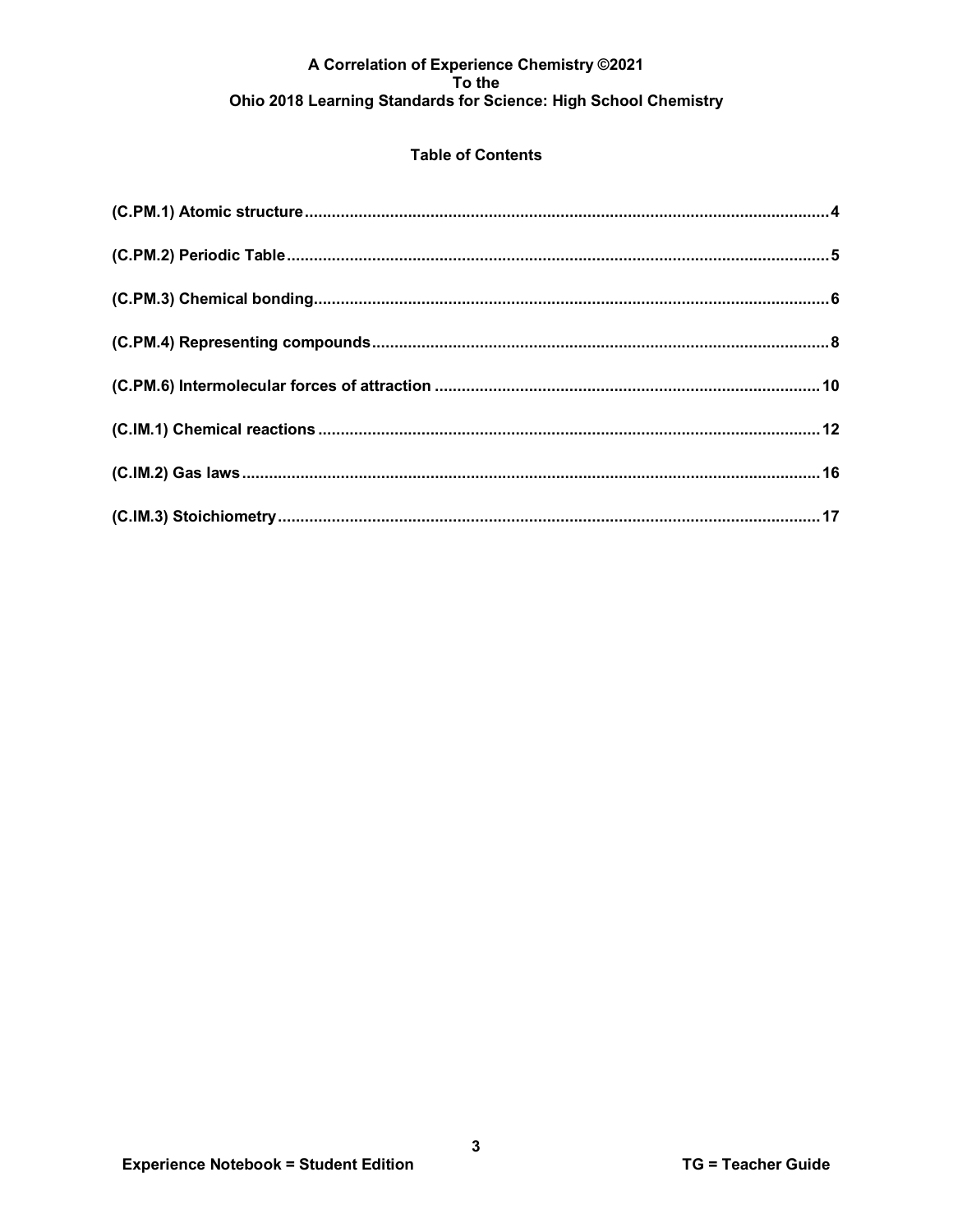**A Correlation of Experience Chemistry ©2021**
**To the**
**Ohio 2018 Learning Standards for Science: High School Chemistry**

## Table of Contents

(C.PM.1) Atomic structure .......... 4

(C.PM.2) Periodic Table .......... 5

(C.PM.3) Chemical bonding .......... 6

(C.PM.4) Representing compounds .......... 8

(C.PM.6) Intermolecular forces of attraction .......... 10

(C.IM.1) Chemical reactions .......... 12

(C.IM.2) Gas laws .......... 16

(C.IM.3) Stoichiometry .......... 17

**Experience Notebook = Student Edition** **TG = Teacher Guide**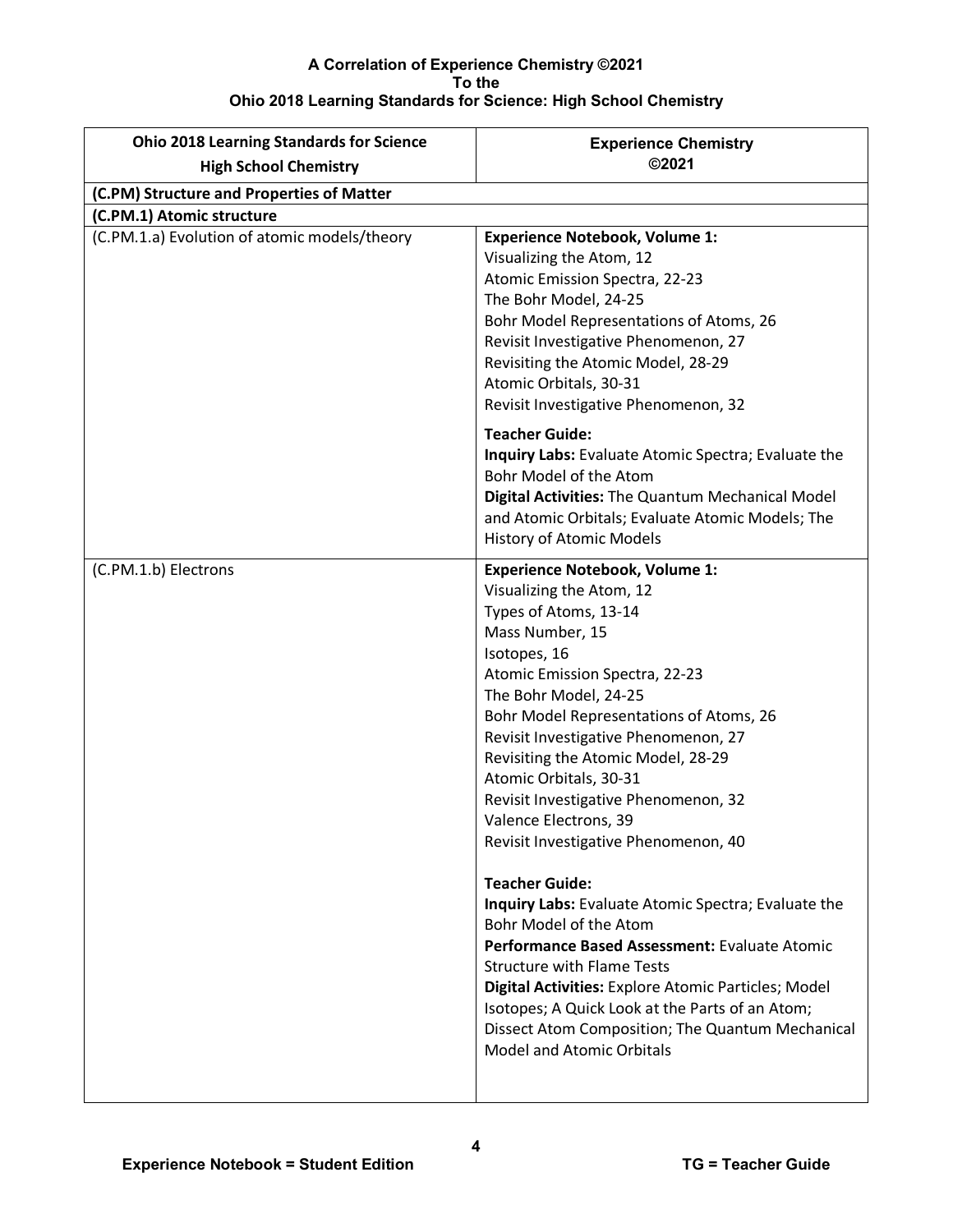**A Correlation of Experience Chemistry ©2021**
**To the**
**Ohio 2018 Learning Standards for Science: High School Chemistry**

| Ohio 2018 Learning Standards for Science High School Chemistry | Experience Chemistry ©2021 |
|---|---|
| **(C.PM) Structure and Properties of Matter** | |
| **(C.PM.1) Atomic structure** | |
| (C.PM.1.a) Evolution of atomic models/theory | **Experience Notebook, Volume 1:**<br>Visualizing the Atom, 12<br>Atomic Emission Spectra, 22-23<br>The Bohr Model, 24-25<br>Bohr Model Representations of Atoms, 26<br>Revisit Investigative Phenomenon, 27<br>Revisiting the Atomic Model, 28-29<br>Atomic Orbitals, 30-31<br>Revisit Investigative Phenomenon, 32<br><br>**Teacher Guide:**<br>**Inquiry Labs:** Evaluate Atomic Spectra; Evaluate the Bohr Model of the Atom<br>**Digital Activities:** The Quantum Mechanical Model and Atomic Orbitals; Evaluate Atomic Models; The History of Atomic Models |
| (C.PM.1.b) Electrons | **Experience Notebook, Volume 1:**<br>Visualizing the Atom, 12<br>Types of Atoms, 13-14<br>Mass Number, 15<br>Isotopes, 16<br>Atomic Emission Spectra, 22-23<br>The Bohr Model, 24-25<br>Bohr Model Representations of Atoms, 26<br>Revisit Investigative Phenomenon, 27<br>Revisiting the Atomic Model, 28-29<br>Atomic Orbitals, 30-31<br>Revisit Investigative Phenomenon, 32<br>Valence Electrons, 39<br>Revisit Investigative Phenomenon, 40<br><br>**Teacher Guide:**<br>**Inquiry Labs:** Evaluate Atomic Spectra; Evaluate the Bohr Model of the Atom<br>**Performance Based Assessment:** Evaluate Atomic Structure with Flame Tests<br>**Digital Activities:** Explore Atomic Particles; Model Isotopes; A Quick Look at the Parts of an Atom; Dissect Atom Composition; The Quantum Mechanical Model and Atomic Orbitals |

**Experience Notebook = Student Edition** **TG = Teacher Guide**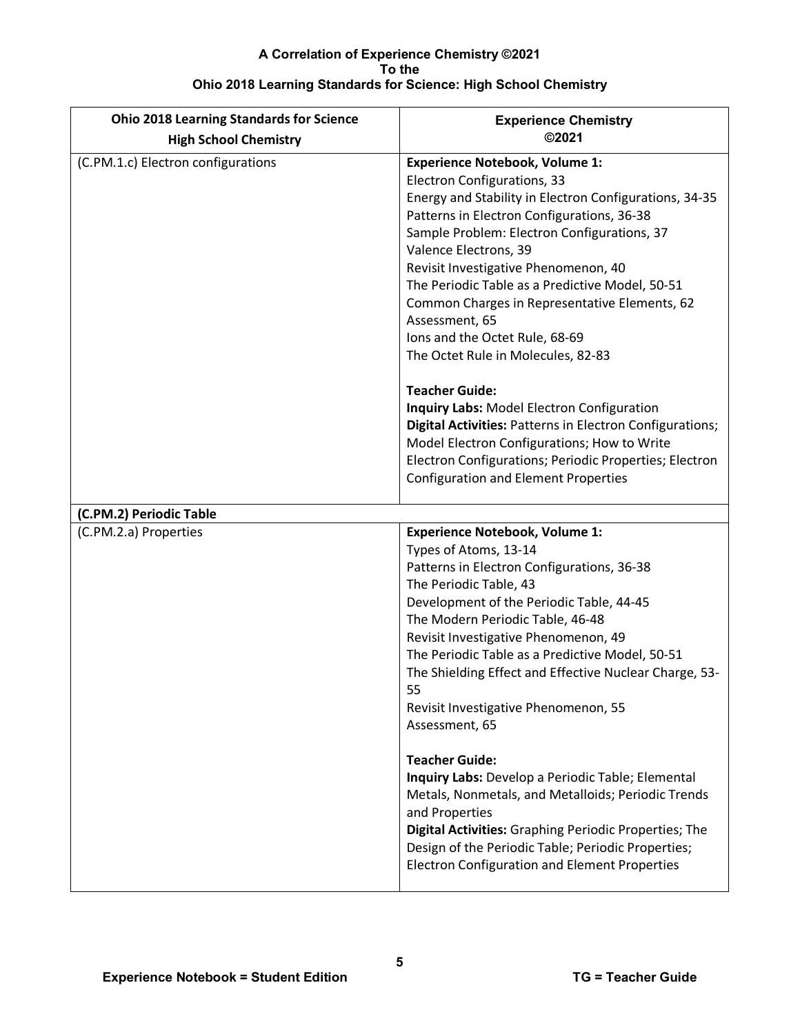**A Correlation of Experience Chemistry ©2021**
**To the**
**Ohio 2018 Learning Standards for Science: High School Chemistry**

| Ohio 2018 Learning Standards for Science High School Chemistry | Experience Chemistry ©2021 |
|---|---|
| (C.PM.1.c) Electron configurations | **Experience Notebook, Volume 1:**<br>Electron Configurations, 33<br>Energy and Stability in Electron Configurations, 34-35<br>Patterns in Electron Configurations, 36-38<br>Sample Problem: Electron Configurations, 37<br>Valence Electrons, 39<br>Revisit Investigative Phenomenon, 40<br>The Periodic Table as a Predictive Model, 50-51<br>Common Charges in Representative Elements, 62<br>Assessment, 65<br>Ions and the Octet Rule, 68-69<br>The Octet Rule in Molecules, 82-83<br><br>**Teacher Guide:**<br>**Inquiry Labs:** Model Electron Configuration<br>**Digital Activities:** Patterns in Electron Configurations; Model Electron Configurations; How to Write Electron Configurations; Periodic Properties; Electron Configuration and Element Properties |
| **(C.PM.2) Periodic Table** | |
| (C.PM.2.a) Properties | **Experience Notebook, Volume 1:**<br>Types of Atoms, 13-14<br>Patterns in Electron Configurations, 36-38<br>The Periodic Table, 43<br>Development of the Periodic Table, 44-45<br>The Modern Periodic Table, 46-48<br>Revisit Investigative Phenomenon, 49<br>The Periodic Table as a Predictive Model, 50-51<br>The Shielding Effect and Effective Nuclear Charge, 53-55<br>Revisit Investigative Phenomenon, 55<br>Assessment, 65<br><br>**Teacher Guide:**<br>**Inquiry Labs:** Develop a Periodic Table; Elemental Metals, Nonmetals, and Metalloids; Periodic Trends and Properties<br>**Digital Activities:** Graphing Periodic Properties; The Design of the Periodic Table; Periodic Properties; Electron Configuration and Element Properties |

**Experience Notebook = Student Edition** **TG = Teacher Guide**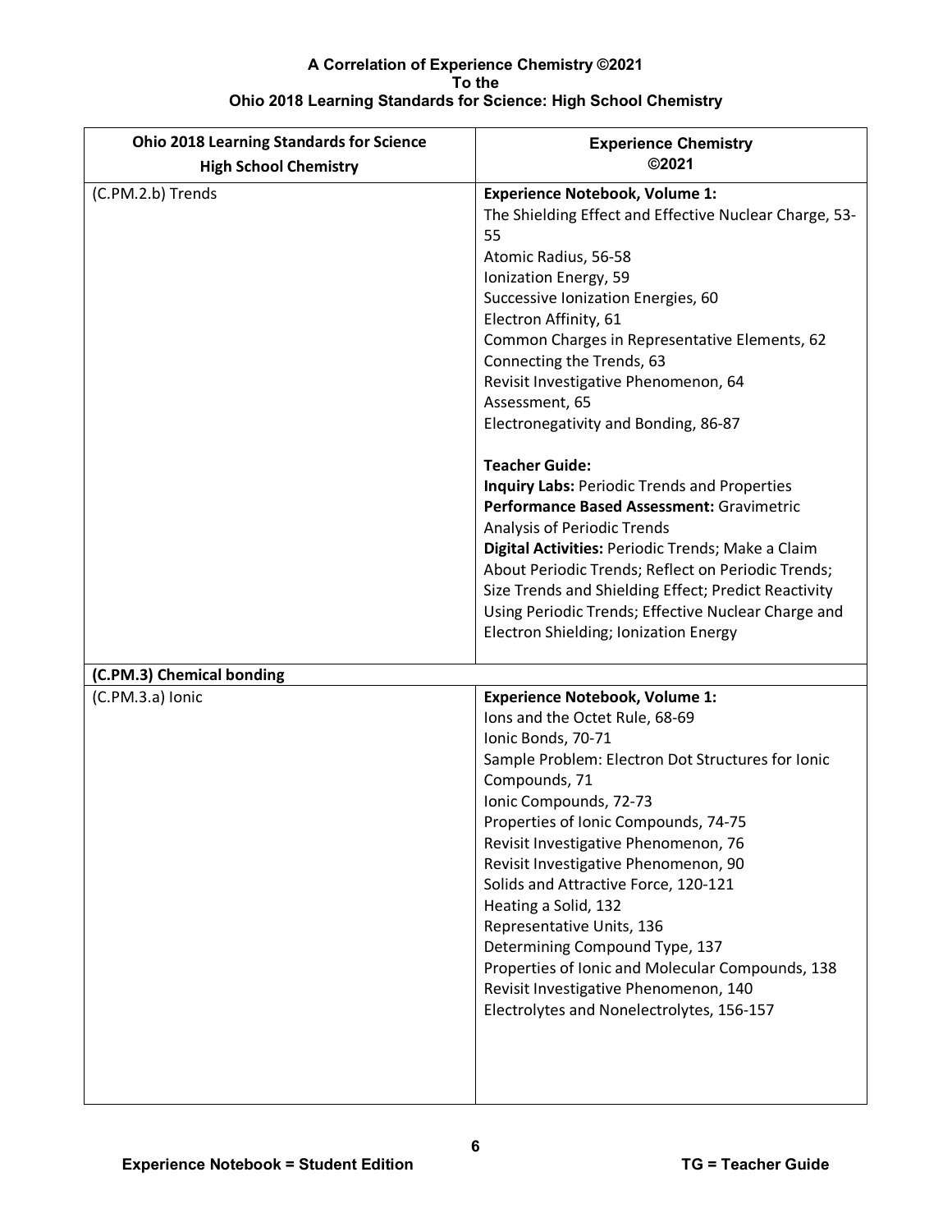**A Correlation of Experience Chemistry ©2021**
**To the**
**Ohio 2018 Learning Standards for Science: High School Chemistry**

| Ohio 2018 Learning Standards for Science High School Chemistry | Experience Chemistry ©2021 |
| --- | --- |
| (C.PM.2.b) Trends | **Experience Notebook, Volume 1:**<br>The Shielding Effect and Effective Nuclear Charge, 53-55<br>Atomic Radius, 56-58<br>Ionization Energy, 59<br>Successive Ionization Energies, 60<br>Electron Affinity, 61<br>Common Charges in Representative Elements, 62<br>Connecting the Trends, 63<br>Revisit Investigative Phenomenon, 64<br>Assessment, 65<br>Electronegativity and Bonding, 86-87<br><br>**Teacher Guide:**<br>**Inquiry Labs:** Periodic Trends and Properties<br>**Performance Based Assessment:** Gravimetric Analysis of Periodic Trends<br>**Digital Activities:** Periodic Trends; Make a Claim About Periodic Trends; Reflect on Periodic Trends; Size Trends and Shielding Effect; Predict Reactivity Using Periodic Trends; Effective Nuclear Charge and Electron Shielding; Ionization Energy |
| **(C.PM.3) Chemical bonding** | |
| (C.PM.3.a) Ionic | **Experience Notebook, Volume 1:**<br>Ions and the Octet Rule, 68-69<br>Ionic Bonds, 70-71<br>Sample Problem: Electron Dot Structures for Ionic Compounds, 71<br>Ionic Compounds, 72-73<br>Properties of Ionic Compounds, 74-75<br>Revisit Investigative Phenomenon, 76<br>Revisit Investigative Phenomenon, 90<br>Solids and Attractive Force, 120-121<br>Heating a Solid, 132<br>Representative Units, 136<br>Determining Compound Type, 137<br>Properties of Ionic and Molecular Compounds, 138<br>Revisit Investigative Phenomenon, 140<br>Electrolytes and Nonelectrolytes, 156-157 |

**Experience Notebook = Student Edition** **TG = Teacher Guide**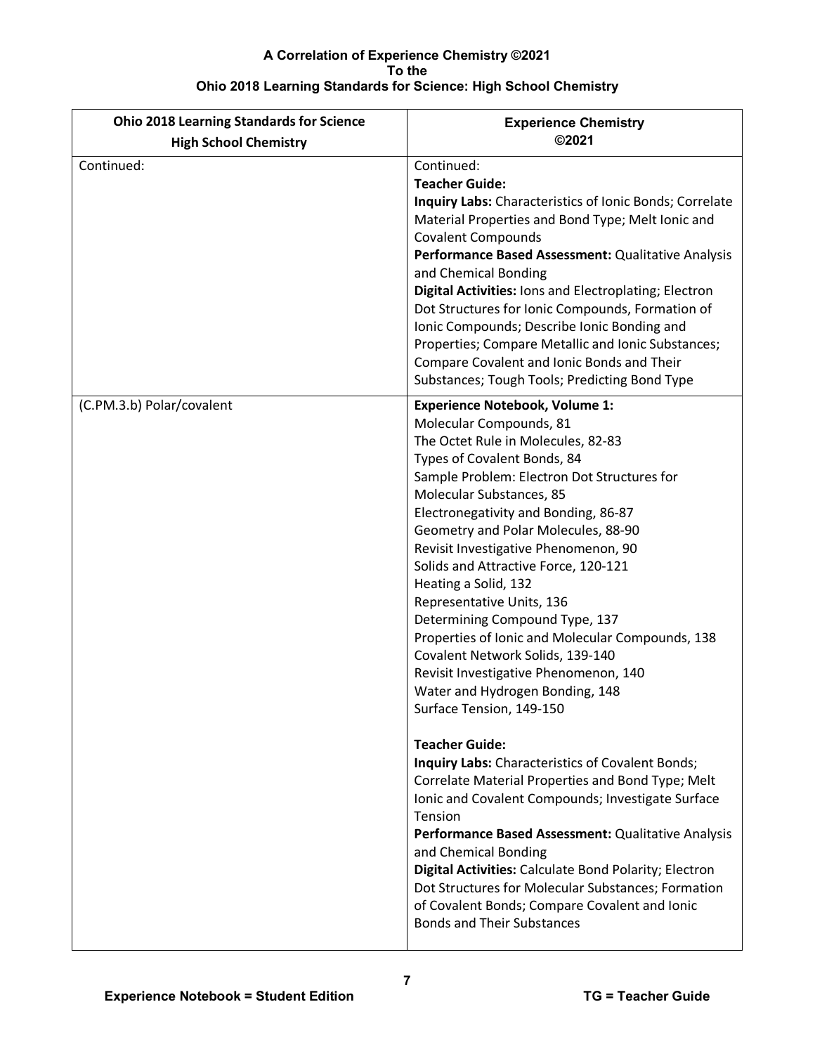**A Correlation of Experience Chemistry ©2021**
**To the**
**Ohio 2018 Learning Standards for Science: High School Chemistry**

| Ohio 2018 Learning Standards for Science High School Chemistry | Experience Chemistry ©2021 |
|---|---|
| Continued: | Continued:<br>**Teacher Guide:**<br>**Inquiry Labs:** Characteristics of Ionic Bonds; Correlate Material Properties and Bond Type; Melt Ionic and Covalent Compounds<br>**Performance Based Assessment:** Qualitative Analysis and Chemical Bonding<br>**Digital Activities:** Ions and Electroplating; Electron Dot Structures for Ionic Compounds, Formation of Ionic Compounds; Describe Ionic Bonding and Properties; Compare Metallic and Ionic Substances; Compare Covalent and Ionic Bonds and Their Substances; Tough Tools; Predicting Bond Type |
| (C.PM.3.b) Polar/covalent | **Experience Notebook, Volume 1:**<br>Molecular Compounds, 81<br>The Octet Rule in Molecules, 82-83<br>Types of Covalent Bonds, 84<br>Sample Problem: Electron Dot Structures for Molecular Substances, 85<br>Electronegativity and Bonding, 86-87<br>Geometry and Polar Molecules, 88-90<br>Revisit Investigative Phenomenon, 90<br>Solids and Attractive Force, 120-121<br>Heating a Solid, 132<br>Representative Units, 136<br>Determining Compound Type, 137<br>Properties of Ionic and Molecular Compounds, 138<br>Covalent Network Solids, 139-140<br>Revisit Investigative Phenomenon, 140<br>Water and Hydrogen Bonding, 148<br>Surface Tension, 149-150<br><br>**Teacher Guide:**<br>**Inquiry Labs:** Characteristics of Covalent Bonds; Correlate Material Properties and Bond Type; Melt Ionic and Covalent Compounds; Investigate Surface Tension<br>**Performance Based Assessment:** Qualitative Analysis and Chemical Bonding<br>**Digital Activities:** Calculate Bond Polarity; Electron Dot Structures for Molecular Substances; Formation of Covalent Bonds; Compare Covalent and Ionic Bonds and Their Substances |

**Experience Notebook = Student Edition** **TG = Teacher Guide**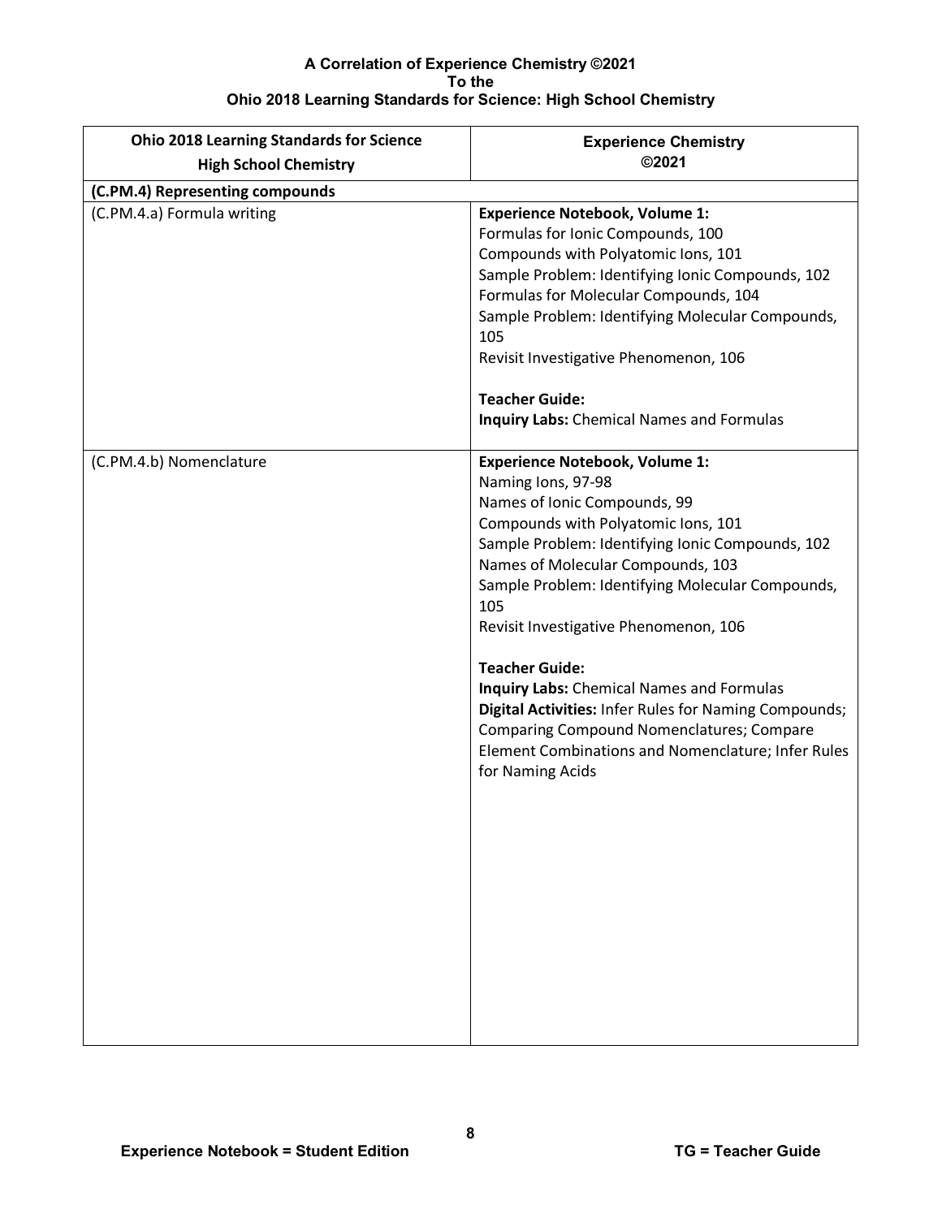**A Correlation of Experience Chemistry ©2021**
**To the**
**Ohio 2018 Learning Standards for Science: High School Chemistry**

| Ohio 2018 Learning Standards for Science High School Chemistry | Experience Chemistry ©2021 |
|---|---|
| **(C.PM.4) Representing compounds** | |
| (C.PM.4.a) Formula writing | **Experience Notebook, Volume 1:**<br>Formulas for Ionic Compounds, 100<br>Compounds with Polyatomic Ions, 101<br>Sample Problem: Identifying Ionic Compounds, 102<br>Formulas for Molecular Compounds, 104<br>Sample Problem: Identifying Molecular Compounds, 105<br>Revisit Investigative Phenomenon, 106<br><br>**Teacher Guide:**<br>**Inquiry Labs:** Chemical Names and Formulas |
| (C.PM.4.b) Nomenclature | **Experience Notebook, Volume 1:**<br>Naming Ions, 97-98<br>Names of Ionic Compounds, 99<br>Compounds with Polyatomic Ions, 101<br>Sample Problem: Identifying Ionic Compounds, 102<br>Names of Molecular Compounds, 103<br>Sample Problem: Identifying Molecular Compounds, 105<br>Revisit Investigative Phenomenon, 106<br><br>**Teacher Guide:**<br>**Inquiry Labs:** Chemical Names and Formulas<br>**Digital Activities:** Infer Rules for Naming Compounds; Comparing Compound Nomenclatures; Compare Element Combinations and Nomenclature; Infer Rules for Naming Acids |

**Experience Notebook = Student Edition** **TG = Teacher Guide**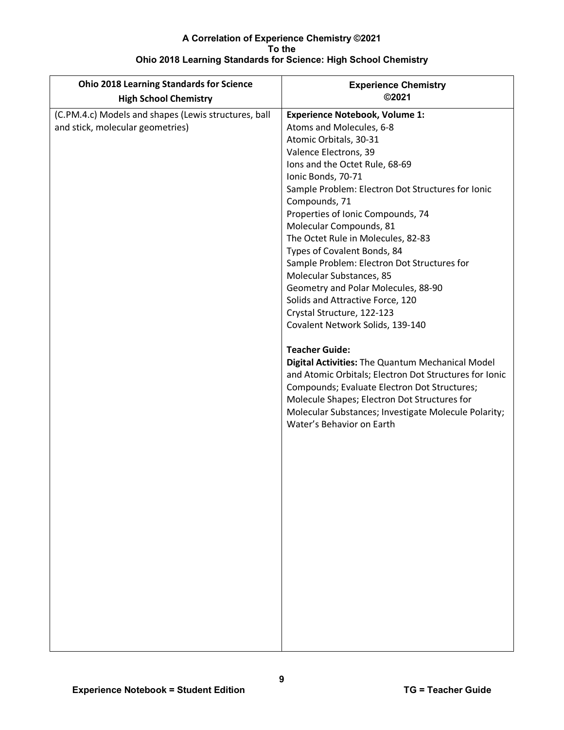**A Correlation of Experience Chemistry ©2021**
**To the**
**Ohio 2018 Learning Standards for Science: High School Chemistry**

| Ohio 2018 Learning Standards for Science High School Chemistry | Experience Chemistry ©2021 |
|---|---|
| (C.PM.4.c) Models and shapes (Lewis structures, ball and stick, molecular geometries) | **Experience Notebook, Volume 1:**<br>Atoms and Molecules, 6-8<br>Atomic Orbitals, 30-31<br>Valence Electrons, 39<br>Ions and the Octet Rule, 68-69<br>Ionic Bonds, 70-71<br>Sample Problem: Electron Dot Structures for Ionic Compounds, 71<br>Properties of Ionic Compounds, 74<br>Molecular Compounds, 81<br>The Octet Rule in Molecules, 82-83<br>Types of Covalent Bonds, 84<br>Sample Problem: Electron Dot Structures for Molecular Substances, 85<br>Geometry and Polar Molecules, 88-90<br>Solids and Attractive Force, 120<br>Crystal Structure, 122-123<br>Covalent Network Solids, 139-140<br><br>**Teacher Guide:**<br>**Digital Activities:** The Quantum Mechanical Model and Atomic Orbitals; Electron Dot Structures for Ionic Compounds; Evaluate Electron Dot Structures; Molecule Shapes; Electron Dot Structures for Molecular Substances; Investigate Molecule Polarity; Water's Behavior on Earth |

**Experience Notebook = Student Edition** **TG = Teacher Guide**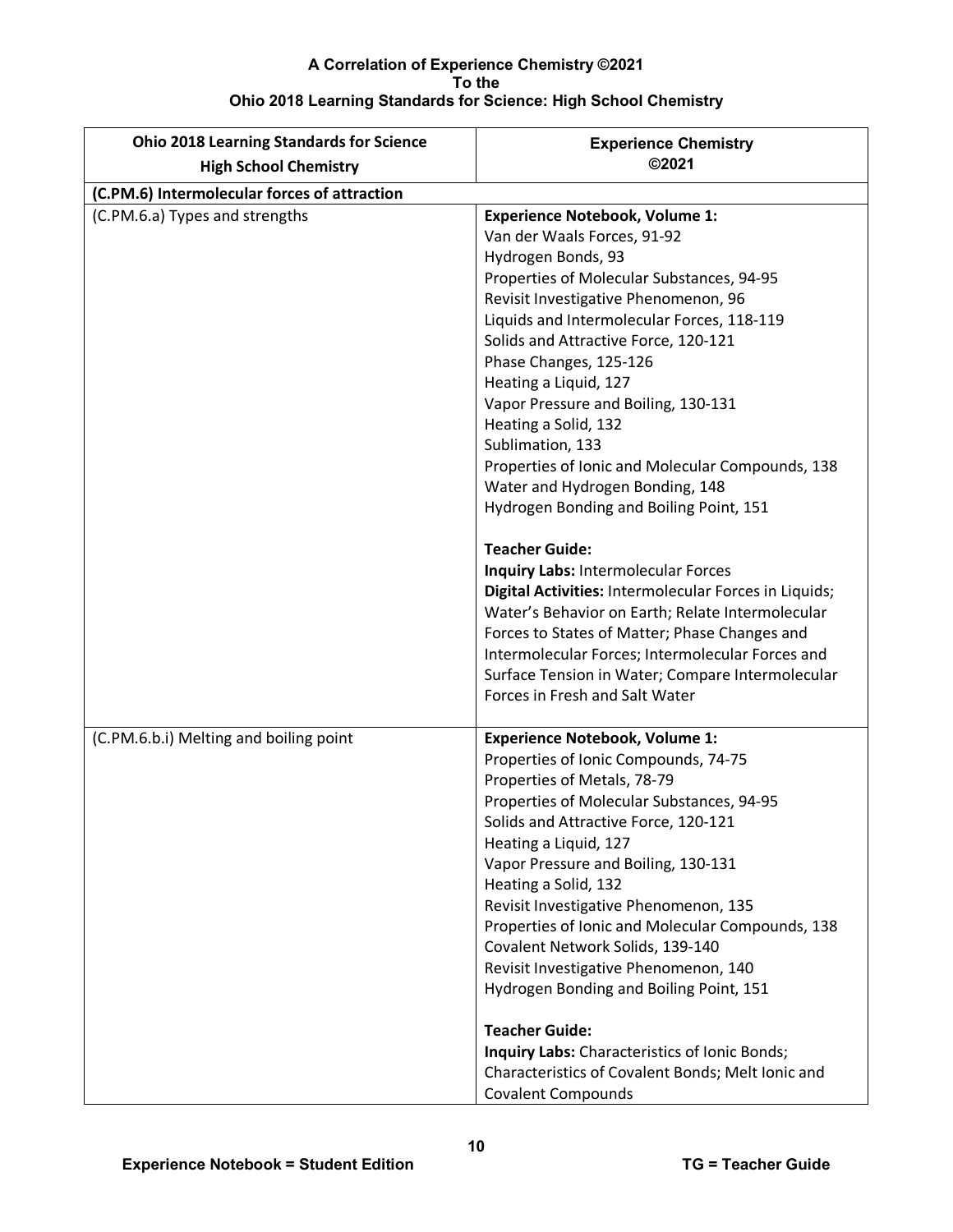**A Correlation of Experience Chemistry ©2021**
**To the**
**Ohio 2018 Learning Standards for Science: High School Chemistry**

| Ohio 2018 Learning Standards for Science High School Chemistry | Experience Chemistry ©2021 |
|---|---|
| **(C.PM.6) Intermolecular forces of attraction** | |
| (C.PM.6.a) Types and strengths | **Experience Notebook, Volume 1:**<br>Van der Waals Forces, 91-92<br>Hydrogen Bonds, 93<br>Properties of Molecular Substances, 94-95<br>Revisit Investigative Phenomenon, 96<br>Liquids and Intermolecular Forces, 118-119<br>Solids and Attractive Force, 120-121<br>Phase Changes, 125-126<br>Heating a Liquid, 127<br>Vapor Pressure and Boiling, 130-131<br>Heating a Solid, 132<br>Sublimation, 133<br>Properties of Ionic and Molecular Compounds, 138<br>Water and Hydrogen Bonding, 148<br>Hydrogen Bonding and Boiling Point, 151<br><br>**Teacher Guide:**<br>**Inquiry Labs:** Intermolecular Forces<br>**Digital Activities:** Intermolecular Forces in Liquids; Water's Behavior on Earth; Relate Intermolecular Forces to States of Matter; Phase Changes and Intermolecular Forces; Intermolecular Forces and Surface Tension in Water; Compare Intermolecular Forces in Fresh and Salt Water |
| (C.PM.6.b.i) Melting and boiling point | **Experience Notebook, Volume 1:**<br>Properties of Ionic Compounds, 74-75<br>Properties of Metals, 78-79<br>Properties of Molecular Substances, 94-95<br>Solids and Attractive Force, 120-121<br>Heating a Liquid, 127<br>Vapor Pressure and Boiling, 130-131<br>Heating a Solid, 132<br>Revisit Investigative Phenomenon, 135<br>Properties of Ionic and Molecular Compounds, 138<br>Covalent Network Solids, 139-140<br>Revisit Investigative Phenomenon, 140<br>Hydrogen Bonding and Boiling Point, 151<br><br>**Teacher Guide:**<br>**Inquiry Labs:** Characteristics of Ionic Bonds; Characteristics of Covalent Bonds; Melt Ionic and Covalent Compounds |

**Experience Notebook = Student Edition** **TG = Teacher Guide**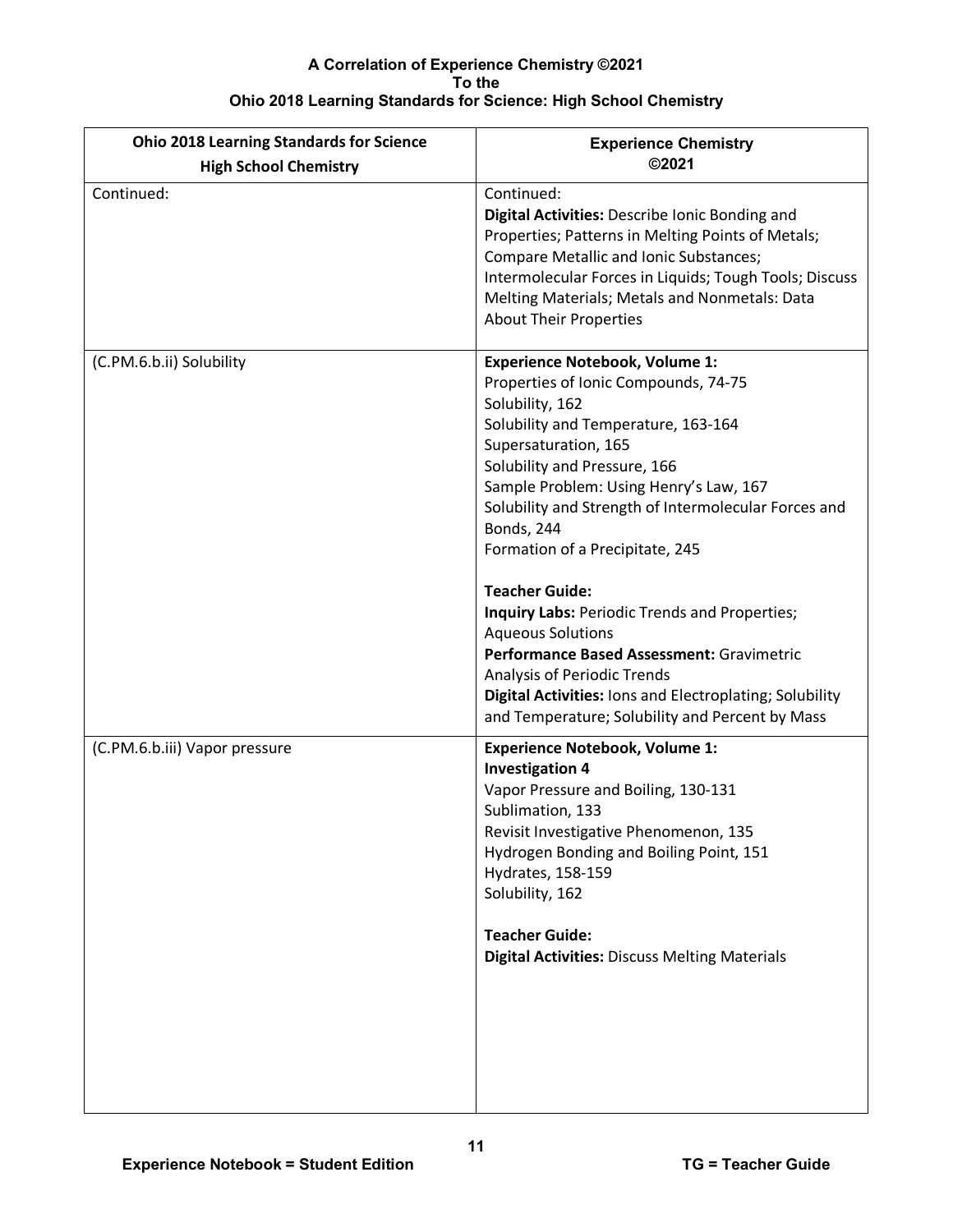**A Correlation of Experience Chemistry ©2021**
**To the**
**Ohio 2018 Learning Standards for Science: High School Chemistry**

| Ohio 2018 Learning Standards for Science High School Chemistry | Experience Chemistry ©2021 |
|---|---|
| Continued: | Continued:<br>**Digital Activities:** Describe Ionic Bonding and Properties; Patterns in Melting Points of Metals; Compare Metallic and Ionic Substances; Intermolecular Forces in Liquids; Tough Tools; Discuss Melting Materials; Metals and Nonmetals: Data About Their Properties |
| (C.PM.6.b.ii) Solubility | **Experience Notebook, Volume 1:**<br>Properties of Ionic Compounds, 74-75<br>Solubility, 162<br>Solubility and Temperature, 163-164<br>Supersaturation, 165<br>Solubility and Pressure, 166<br>Sample Problem: Using Henry's Law, 167<br>Solubility and Strength of Intermolecular Forces and Bonds, 244<br>Formation of a Precipitate, 245<br><br>**Teacher Guide:**<br>**Inquiry Labs:** Periodic Trends and Properties; Aqueous Solutions<br>**Performance Based Assessment:** Gravimetric Analysis of Periodic Trends<br>**Digital Activities:** Ions and Electroplating; Solubility and Temperature; Solubility and Percent by Mass |
| (C.PM.6.b.iii) Vapor pressure | **Experience Notebook, Volume 1:**<br>**Investigation 4**<br>Vapor Pressure and Boiling, 130-131<br>Sublimation, 133<br>Revisit Investigative Phenomenon, 135<br>Hydrogen Bonding and Boiling Point, 151<br>Hydrates, 158-159<br>Solubility, 162<br><br>**Teacher Guide:**<br>**Digital Activities:** Discuss Melting Materials |

**Experience Notebook = Student Edition** **TG = Teacher Guide**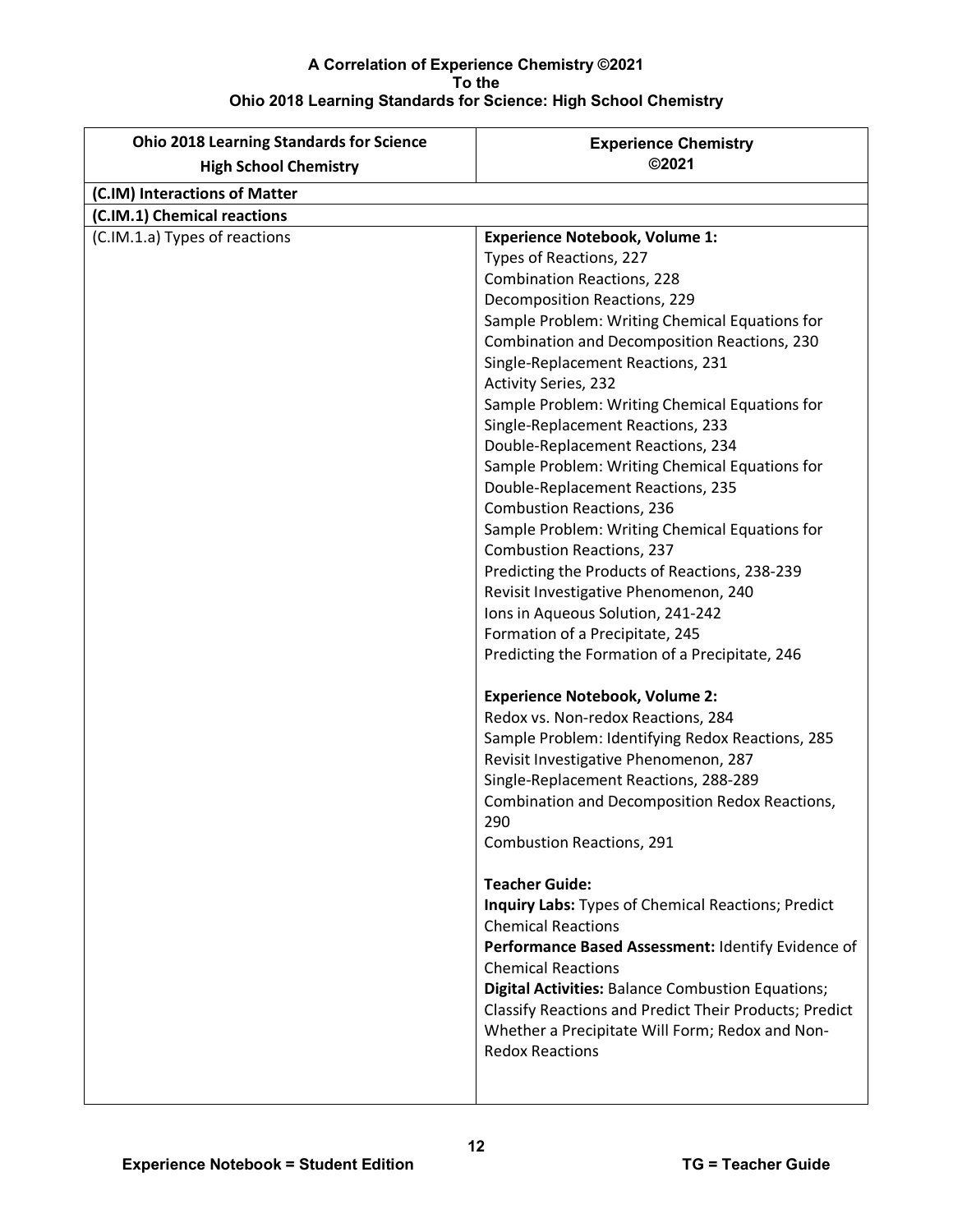**A Correlation of Experience Chemistry ©2021**
**To the**
**Ohio 2018 Learning Standards for Science: High School Chemistry**

| Ohio 2018 Learning Standards for Science High School Chemistry | Experience Chemistry ©2021 |
|---|---|
| **(C.IM) Interactions of Matter** | |
| **(C.IM.1) Chemical reactions** | |
| (C.IM.1.a) Types of reactions | **Experience Notebook, Volume 1:**<br>Types of Reactions, 227<br>Combination Reactions, 228<br>Decomposition Reactions, 229<br>Sample Problem: Writing Chemical Equations for Combination and Decomposition Reactions, 230<br>Single-Replacement Reactions, 231<br>Activity Series, 232<br>Sample Problem: Writing Chemical Equations for Single-Replacement Reactions, 233<br>Double-Replacement Reactions, 234<br>Sample Problem: Writing Chemical Equations for Double-Replacement Reactions, 235<br>Combustion Reactions, 236<br>Sample Problem: Writing Chemical Equations for Combustion Reactions, 237<br>Predicting the Products of Reactions, 238-239<br>Revisit Investigative Phenomenon, 240<br>Ions in Aqueous Solution, 241-242<br>Formation of a Precipitate, 245<br>Predicting the Formation of a Precipitate, 246<br><br>**Experience Notebook, Volume 2:**<br>Redox vs. Non-redox Reactions, 284<br>Sample Problem: Identifying Redox Reactions, 285<br>Revisit Investigative Phenomenon, 287<br>Single-Replacement Reactions, 288-289<br>Combination and Decomposition Redox Reactions, 290<br>Combustion Reactions, 291<br><br>**Teacher Guide:**<br>**Inquiry Labs:** Types of Chemical Reactions; Predict Chemical Reactions<br>**Performance Based Assessment:** Identify Evidence of Chemical Reactions<br>**Digital Activities:** Balance Combustion Equations; Classify Reactions and Predict Their Products; Predict Whether a Precipitate Will Form; Redox and Non-Redox Reactions |

**Experience Notebook = Student Edition** **TG = Teacher Guide**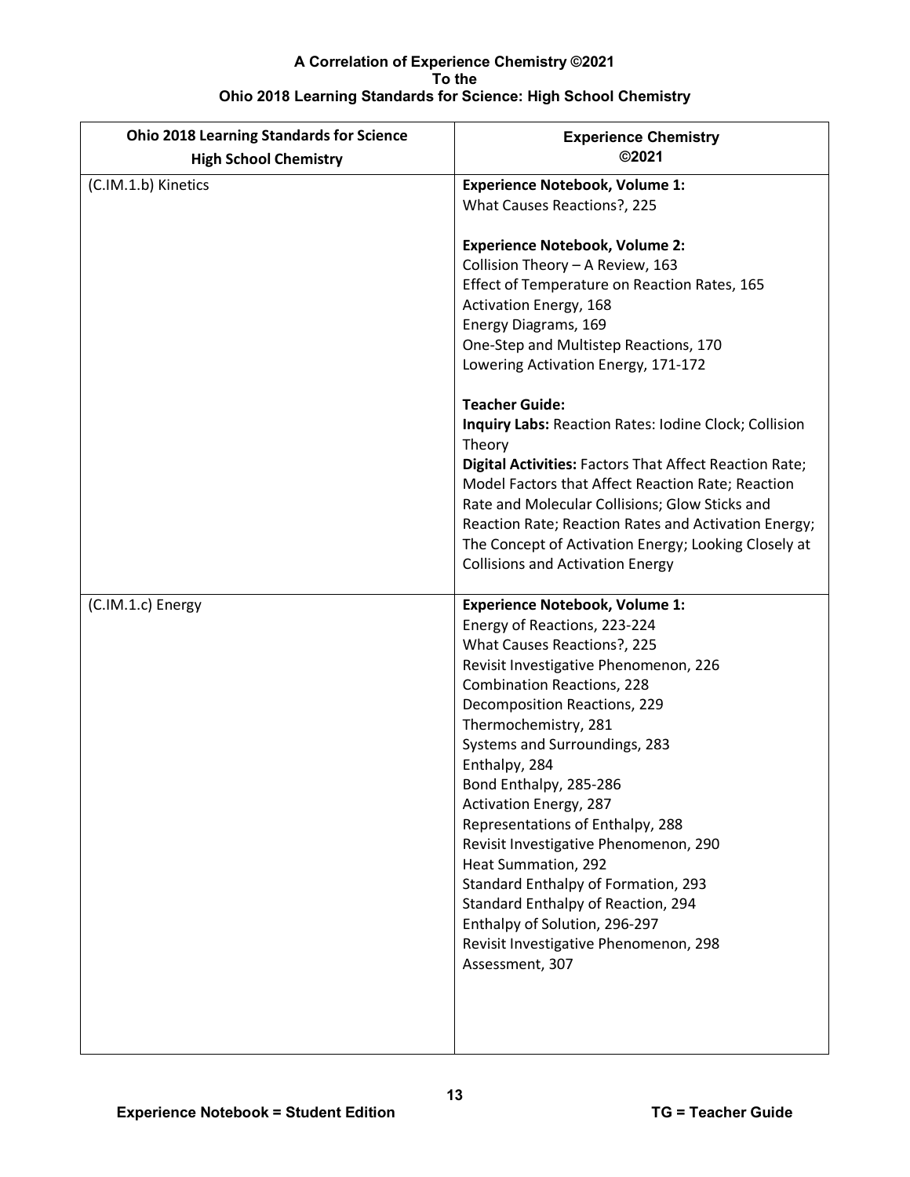**A Correlation of Experience Chemistry ©2021**
**To the**
**Ohio 2018 Learning Standards for Science: High School Chemistry**

| Ohio 2018 Learning Standards for Science High School Chemistry | Experience Chemistry ©2021 |
|---|---|
| (C.IM.1.b) Kinetics | **Experience Notebook, Volume 1:**<br>What Causes Reactions?, 225<br><br>**Experience Notebook, Volume 2:**<br>Collision Theory – A Review, 163<br>Effect of Temperature on Reaction Rates, 165<br>Activation Energy, 168<br>Energy Diagrams, 169<br>One-Step and Multistep Reactions, 170<br>Lowering Activation Energy, 171-172<br><br>**Teacher Guide:**<br>**Inquiry Labs:** Reaction Rates: Iodine Clock; Collision Theory<br>**Digital Activities:** Factors That Affect Reaction Rate; Model Factors that Affect Reaction Rate; Reaction Rate and Molecular Collisions; Glow Sticks and Reaction Rate; Reaction Rates and Activation Energy; The Concept of Activation Energy; Looking Closely at Collisions and Activation Energy |
| (C.IM.1.c) Energy | **Experience Notebook, Volume 1:**<br>Energy of Reactions, 223-224<br>What Causes Reactions?, 225<br>Revisit Investigative Phenomenon, 226<br>Combination Reactions, 228<br>Decomposition Reactions, 229<br>Thermochemistry, 281<br>Systems and Surroundings, 283<br>Enthalpy, 284<br>Bond Enthalpy, 285-286<br>Activation Energy, 287<br>Representations of Enthalpy, 288<br>Revisit Investigative Phenomenon, 290<br>Heat Summation, 292<br>Standard Enthalpy of Formation, 293<br>Standard Enthalpy of Reaction, 294<br>Enthalpy of Solution, 296-297<br>Revisit Investigative Phenomenon, 298<br>Assessment, 307 |

**Experience Notebook = Student Edition** **TG = Teacher Guide**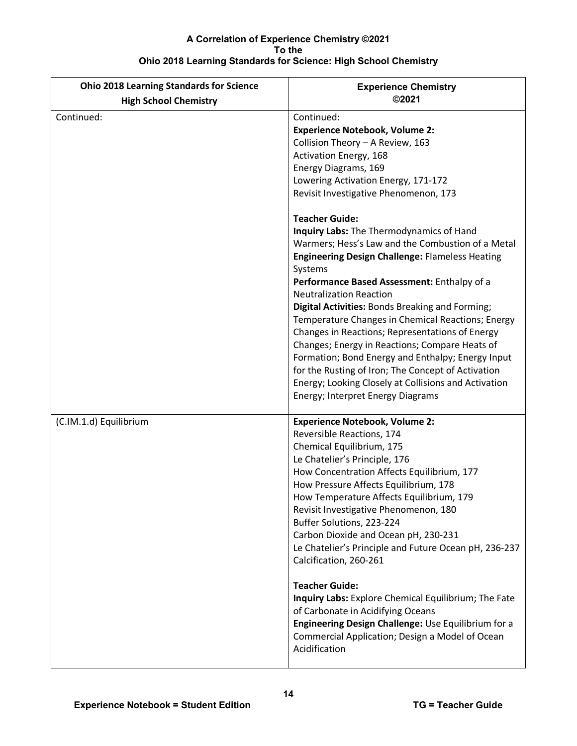**A Correlation of Experience Chemistry ©2021**
**To the**
**Ohio 2018 Learning Standards for Science: High School Chemistry**

| Ohio 2018 Learning Standards for Science High School Chemistry | Experience Chemistry ©2021 |
|---|---|
| Continued: | Continued:<br>**Experience Notebook, Volume 2:**<br>Collision Theory – A Review, 163<br>Activation Energy, 168<br>Energy Diagrams, 169<br>Lowering Activation Energy, 171-172<br>Revisit Investigative Phenomenon, 173<br><br>**Teacher Guide:**<br>**Inquiry Labs:** The Thermodynamics of Hand Warmers; Hess's Law and the Combustion of a Metal<br>**Engineering Design Challenge:** Flameless Heating Systems<br>**Performance Based Assessment:** Enthalpy of a Neutralization Reaction<br>**Digital Activities:** Bonds Breaking and Forming; Temperature Changes in Chemical Reactions; Energy Changes in Reactions; Representations of Energy Changes; Energy in Reactions; Compare Heats of Formation; Bond Energy and Enthalpy; Energy Input for the Rusting of Iron; The Concept of Activation Energy; Looking Closely at Collisions and Activation Energy; Interpret Energy Diagrams |
| (C.IM.1.d) Equilibrium | **Experience Notebook, Volume 2:**<br>Reversible Reactions, 174<br>Chemical Equilibrium, 175<br>Le Chatelier's Principle, 176<br>How Concentration Affects Equilibrium, 177<br>How Pressure Affects Equilibrium, 178<br>How Temperature Affects Equilibrium, 179<br>Revisit Investigative Phenomenon, 180<br>Buffer Solutions, 223-224<br>Carbon Dioxide and Ocean pH, 230-231<br>Le Chatelier's Principle and Future Ocean pH, 236-237<br>Calcification, 260-261<br><br>**Teacher Guide:**<br>**Inquiry Labs:** Explore Chemical Equilibrium; The Fate of Carbonate in Acidifying Oceans<br>**Engineering Design Challenge:** Use Equilibrium for a Commercial Application; Design a Model of Ocean Acidification |

**Experience Notebook = Student Edition** **TG = Teacher Guide**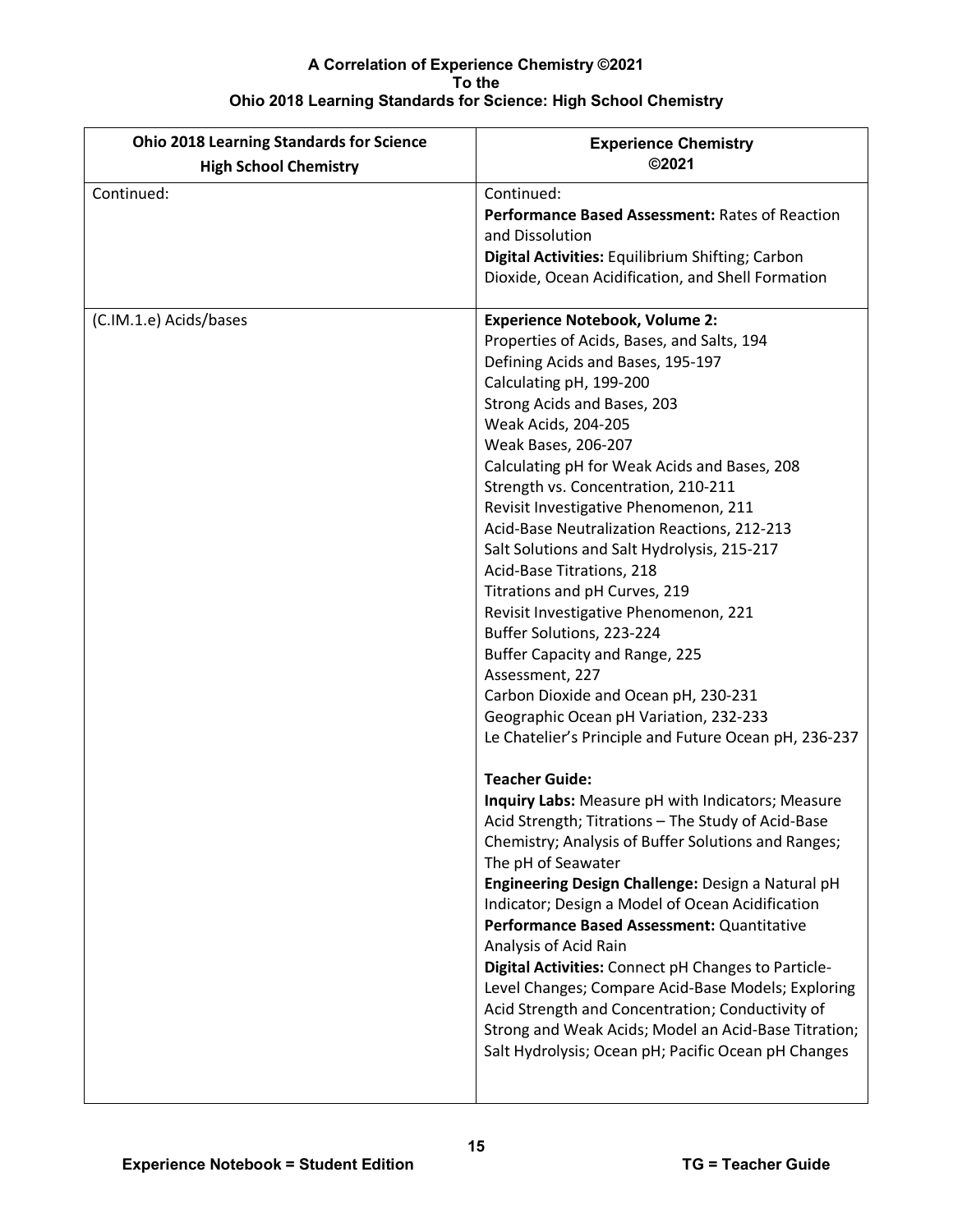**A Correlation of Experience Chemistry ©2021**
**To the**
**Ohio 2018 Learning Standards for Science: High School Chemistry**

| Ohio 2018 Learning Standards for Science High School Chemistry | Experience Chemistry ©2021 |
|---|---|
| Continued: | Continued:<br>**Performance Based Assessment:** Rates of Reaction and Dissolution<br>**Digital Activities:** Equilibrium Shifting; Carbon Dioxide, Ocean Acidification, and Shell Formation |
| (C.IM.1.e) Acids/bases | **Experience Notebook, Volume 2:**<br>Properties of Acids, Bases, and Salts, 194<br>Defining Acids and Bases, 195-197<br>Calculating pH, 199-200<br>Strong Acids and Bases, 203<br>Weak Acids, 204-205<br>Weak Bases, 206-207<br>Calculating pH for Weak Acids and Bases, 208<br>Strength vs. Concentration, 210-211<br>Revisit Investigative Phenomenon, 211<br>Acid-Base Neutralization Reactions, 212-213<br>Salt Solutions and Salt Hydrolysis, 215-217<br>Acid-Base Titrations, 218<br>Titrations and pH Curves, 219<br>Revisit Investigative Phenomenon, 221<br>Buffer Solutions, 223-224<br>Buffer Capacity and Range, 225<br>Assessment, 227<br>Carbon Dioxide and Ocean pH, 230-231<br>Geographic Ocean pH Variation, 232-233<br>Le Chatelier's Principle and Future Ocean pH, 236-237<br><br>**Teacher Guide:**<br>**Inquiry Labs:** Measure pH with Indicators; Measure Acid Strength; Titrations – The Study of Acid-Base Chemistry; Analysis of Buffer Solutions and Ranges; The pH of Seawater<br>**Engineering Design Challenge:** Design a Natural pH Indicator; Design a Model of Ocean Acidification<br>**Performance Based Assessment:** Quantitative Analysis of Acid Rain<br>**Digital Activities:** Connect pH Changes to Particle-Level Changes; Compare Acid-Base Models; Exploring Acid Strength and Concentration; Conductivity of Strong and Weak Acids; Model an Acid-Base Titration; Salt Hydrolysis; Ocean pH; Pacific Ocean pH Changes |

**Experience Notebook = Student Edition** **TG = Teacher Guide**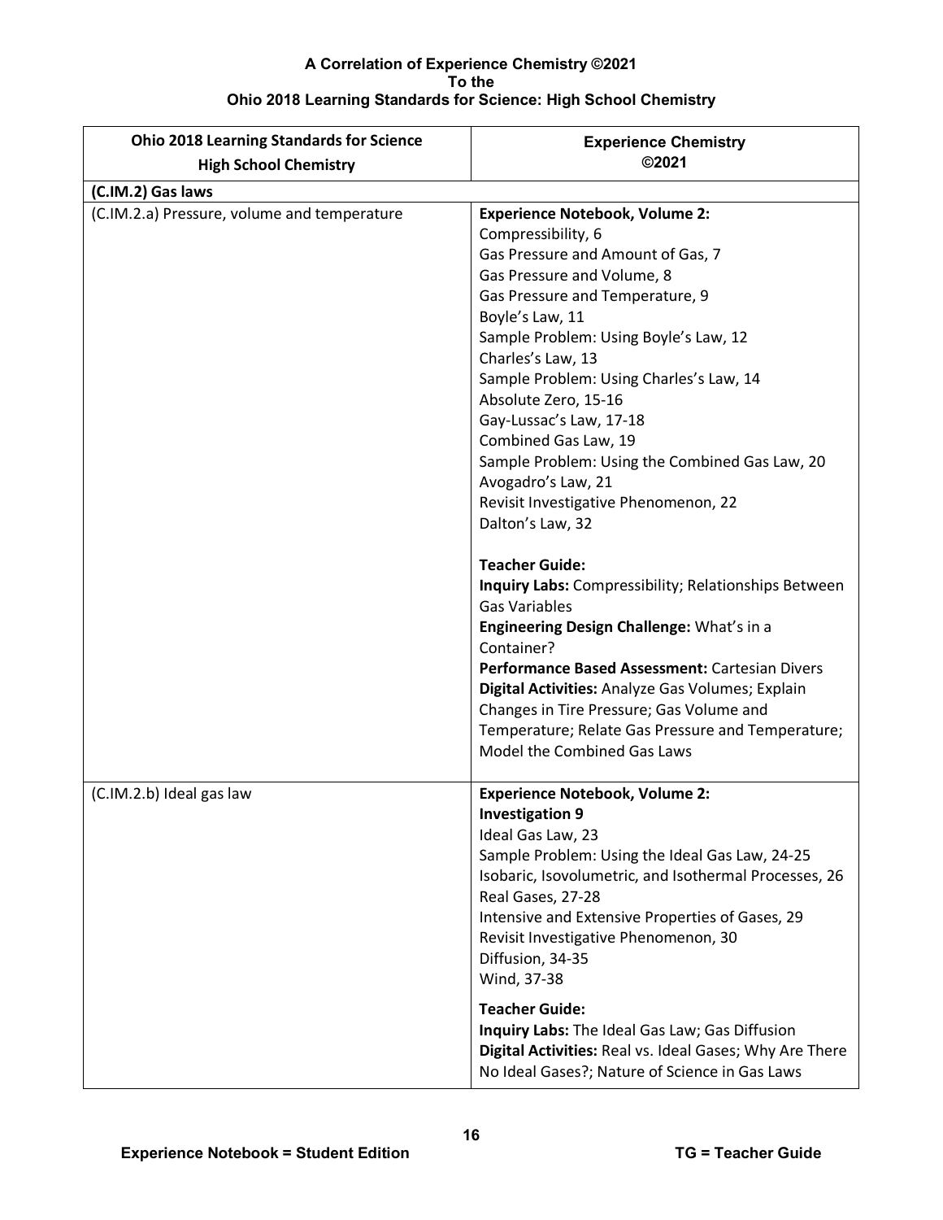**A Correlation of Experience Chemistry ©2021**
**To the**
**Ohio 2018 Learning Standards for Science: High School Chemistry**

| Ohio 2018 Learning Standards for Science High School Chemistry | Experience Chemistry ©2021 |
|---|---|
| **(C.IM.2) Gas laws** | |
| (C.IM.2.a) Pressure, volume and temperature | **Experience Notebook, Volume 2:**<br>Compressibility, 6<br>Gas Pressure and Amount of Gas, 7<br>Gas Pressure and Volume, 8<br>Gas Pressure and Temperature, 9<br>Boyle's Law, 11<br>Sample Problem: Using Boyle's Law, 12<br>Charles's Law, 13<br>Sample Problem: Using Charles's Law, 14<br>Absolute Zero, 15-16<br>Gay-Lussac's Law, 17-18<br>Combined Gas Law, 19<br>Sample Problem: Using the Combined Gas Law, 20<br>Avogadro's Law, 21<br>Revisit Investigative Phenomenon, 22<br>Dalton's Law, 32<br><br>**Teacher Guide:**<br>**Inquiry Labs:** Compressibility; Relationships Between Gas Variables<br>**Engineering Design Challenge:** What's in a Container?<br>**Performance Based Assessment:** Cartesian Divers<br>**Digital Activities:** Analyze Gas Volumes; Explain Changes in Tire Pressure; Gas Volume and Temperature; Relate Gas Pressure and Temperature; Model the Combined Gas Laws |
| (C.IM.2.b) Ideal gas law | **Experience Notebook, Volume 2:**<br>**Investigation 9**<br>Ideal Gas Law, 23<br>Sample Problem: Using the Ideal Gas Law, 24-25<br>Isobaric, Isovolumetric, and Isothermal Processes, 26<br>Real Gases, 27-28<br>Intensive and Extensive Properties of Gases, 29<br>Revisit Investigative Phenomenon, 30<br>Diffusion, 34-35<br>Wind, 37-38<br><br>**Teacher Guide:**<br>**Inquiry Labs:** The Ideal Gas Law; Gas Diffusion<br>**Digital Activities:** Real vs. Ideal Gases; Why Are There No Ideal Gases?; Nature of Science in Gas Laws |

**Experience Notebook = Student Edition** **TG = Teacher Guide**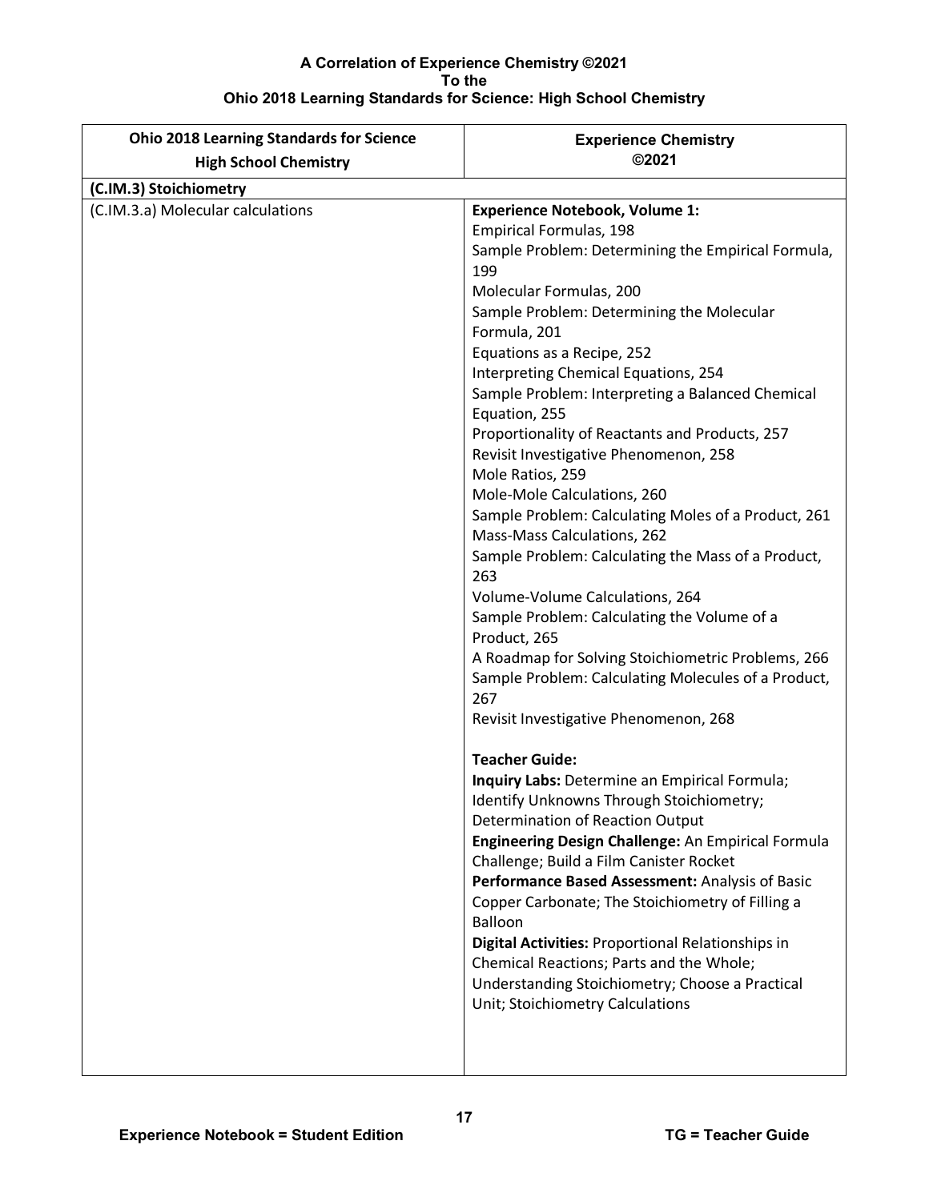**A Correlation of Experience Chemistry ©2021**
**To the**
**Ohio 2018 Learning Standards for Science: High School Chemistry**

| Ohio 2018 Learning Standards for Science High School Chemistry | Experience Chemistry ©2021 |
|---|---|
| **(C.IM.3) Stoichiometry** | |
| (C.IM.3.a) Molecular calculations | **Experience Notebook, Volume 1:**<br>Empirical Formulas, 198<br>Sample Problem: Determining the Empirical Formula, 199<br>Molecular Formulas, 200<br>Sample Problem: Determining the Molecular Formula, 201<br>Equations as a Recipe, 252<br>Interpreting Chemical Equations, 254<br>Sample Problem: Interpreting a Balanced Chemical Equation, 255<br>Proportionality of Reactants and Products, 257<br>Revisit Investigative Phenomenon, 258<br>Mole Ratios, 259<br>Mole-Mole Calculations, 260<br>Sample Problem: Calculating Moles of a Product, 261<br>Mass-Mass Calculations, 262<br>Sample Problem: Calculating the Mass of a Product, 263<br>Volume-Volume Calculations, 264<br>Sample Problem: Calculating the Volume of a Product, 265<br>A Roadmap for Solving Stoichiometric Problems, 266<br>Sample Problem: Calculating Molecules of a Product, 267<br>Revisit Investigative Phenomenon, 268<br><br>**Teacher Guide:**<br>**Inquiry Labs:** Determine an Empirical Formula; Identify Unknowns Through Stoichiometry; Determination of Reaction Output<br>**Engineering Design Challenge:** An Empirical Formula Challenge; Build a Film Canister Rocket<br>**Performance Based Assessment:** Analysis of Basic Copper Carbonate; The Stoichiometry of Filling a Balloon<br>**Digital Activities:** Proportional Relationships in Chemical Reactions; Parts and the Whole; Understanding Stoichiometry; Choose a Practical Unit; Stoichiometry Calculations |

**Experience Notebook = Student Edition** **TG = Teacher Guide**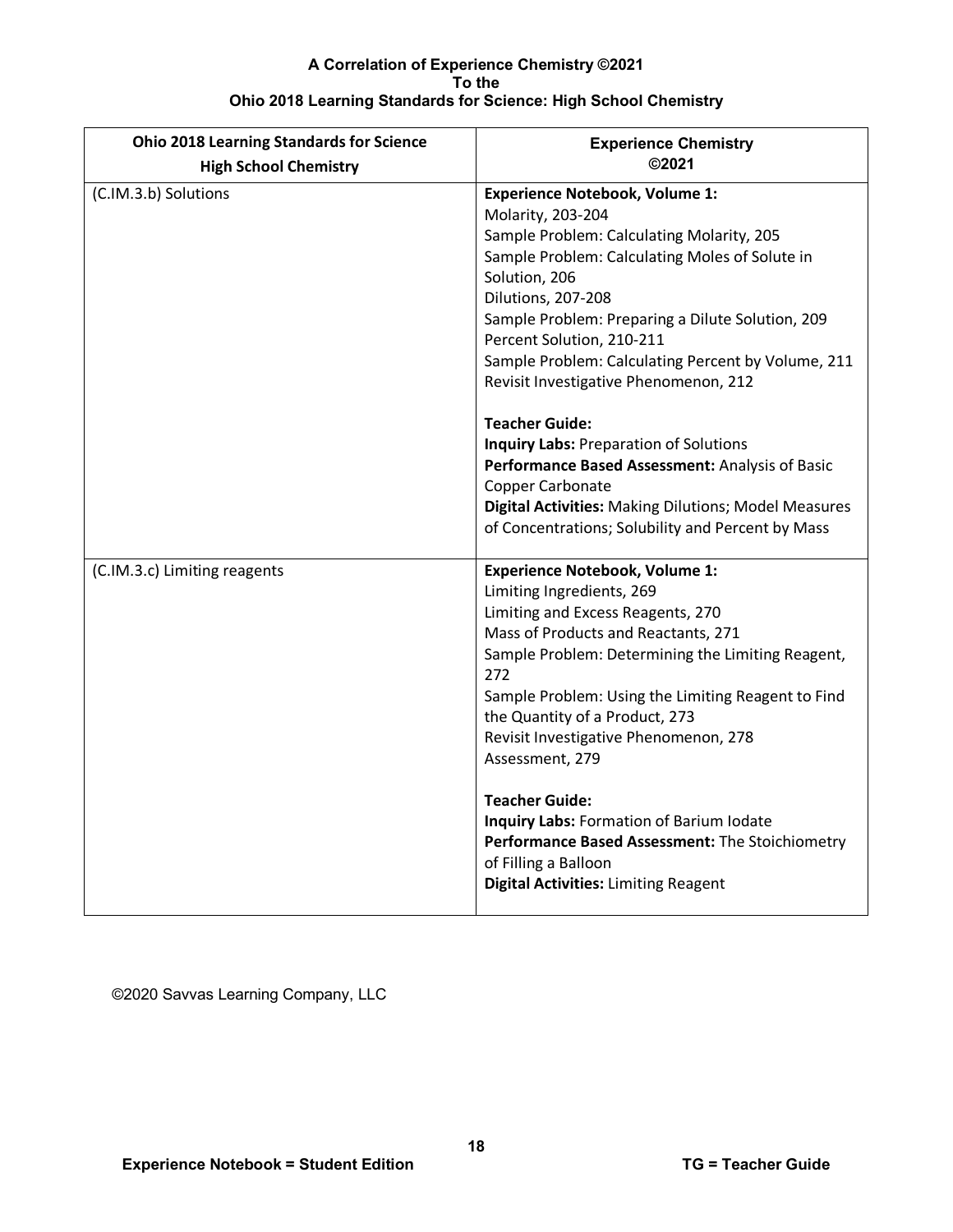| Ohio 2018 Learning Standards for Science<br>High School Chemistry | Experience Chemistry<br>©2021 |
|---|---|
| (C.IM.3.b) Solutions | **Experience Notebook, Volume 1:**<br>Molarity, 203-204<br>Sample Problem: Calculating Molarity, 205<br>Sample Problem: Calculating Moles of Solute in Solution, 206<br>Dilutions, 207-208<br>Sample Problem: Preparing a Dilute Solution, 209<br>Percent Solution, 210-211<br>Sample Problem: Calculating Percent by Volume, 211<br>Revisit Investigative Phenomenon, 212<br><br>**Teacher Guide:**<br>**Inquiry Labs:** Preparation of Solutions<br>**Performance Based Assessment:** Analysis of Basic Copper Carbonate<br>**Digital Activities:** Making Dilutions; Model Measures of Concentrations; Solubility and Percent by Mass |
| (C.IM.3.c) Limiting reagents | **Experience Notebook, Volume 1:**<br>Limiting Ingredients, 269<br>Limiting and Excess Reagents, 270<br>Mass of Products and Reactants, 271<br>Sample Problem: Determining the Limiting Reagent, 272<br>Sample Problem: Using the Limiting Reagent to Find the Quantity of a Product, 273<br>Revisit Investigative Phenomenon, 278<br>Assessment, 279<br><br>**Teacher Guide:**<br>**Inquiry Labs:** Formation of Barium Iodate<br>**Performance Based Assessment:** The Stoichiometry of Filling a Balloon<br>**Digital Activities:** Limiting Reagent |

©2020 Savvas Learning Company, LLC

Experience Notebook = Student Edition    TG = Teacher Guide